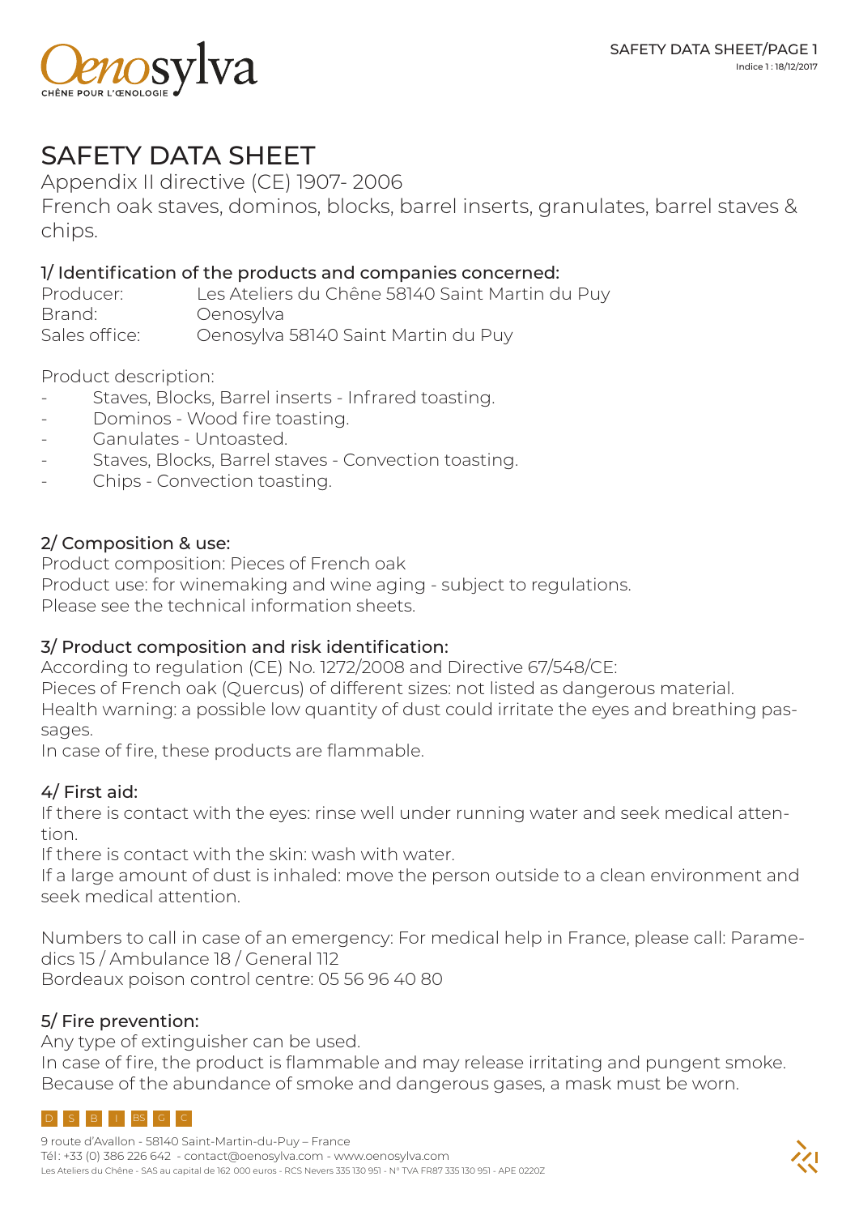# SAFETY DATA SHEET

Appendix II directive (CE) 1907- 2006

French oak staves, dominos, blocks, barrel inserts, granulates, barrel staves & chips.

## 1/ Identification of the products and companies concerned:

Producer: Les Ateliers du Chêne 58140 Saint Martin du Puy
Brand: Oenosylva
Sales office: Oenosylva 58140 Saint Martin du Puy

Product description:

- Staves, Blocks, Barrel inserts - Infrared toasting.
- Dominos - Wood fire toasting.
- Ganulates - Untoasted.
- Staves, Blocks, Barrel staves - Convection toasting.
- Chips - Convection toasting.

## 2/ Composition & use:

Product composition: Pieces of French oak
Product use: for winemaking and wine aging - subject to regulations.
Please see the technical information sheets.

## 3/ Product composition and risk identification:

According to regulation (CE) No. 1272/2008 and Directive 67/548/CE:
Pieces of French oak (Quercus) of different sizes: not listed as dangerous material.
Health warning: a possible low quantity of dust could irritate the eyes and breathing passages.
In case of fire, these products are flammable.

## 4/ First aid:

If there is contact with the eyes: rinse well under running water and seek medical attention.
If there is contact with the skin: wash with water.
If a large amount of dust is inhaled: move the person outside to a clean environment and seek medical attention.

Numbers to call in case of an emergency: For medical help in France, please call: Paramedics 15 / Ambulance 18 / General 112
Bordeaux poison control centre: 05 56 96 40 80

## 5/ Fire prevention:

Any type of extinguisher can be used.
In case of fire, the product is flammable and may release irritating and pungent smoke.
Because of the abundance of smoke and dangerous gases, a mask must be worn.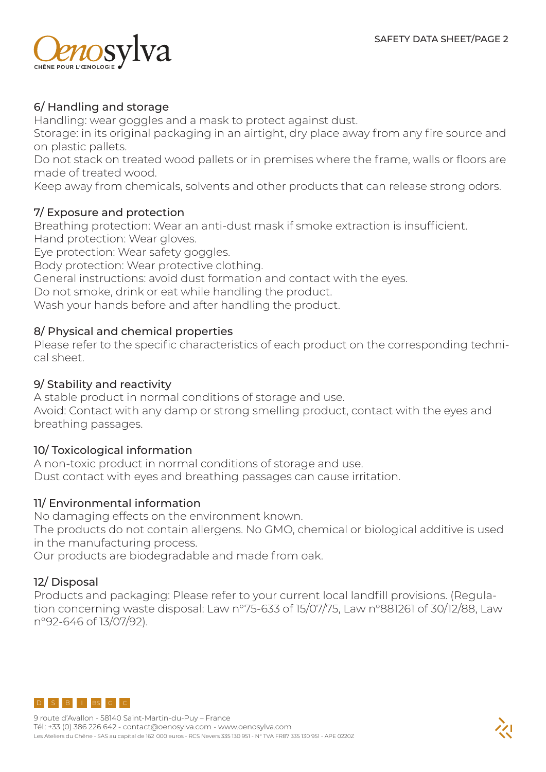## 6/ Handling and storage

Handling: wear goggles and a mask to protect against dust.
Storage: in its original packaging in an airtight, dry place away from any fire source and on plastic pallets.
Do not stack on treated wood pallets or in premises where the frame, walls or floors are made of treated wood.
Keep away from chemicals, solvents and other products that can release strong odors.

## 7/ Exposure and protection

Breathing protection: Wear an anti-dust mask if smoke extraction is insufficient.
Hand protection: Wear gloves.
Eye protection: Wear safety goggles.
Body protection: Wear protective clothing.
General instructions: avoid dust formation and contact with the eyes.
Do not smoke, drink or eat while handling the product.
Wash your hands before and after handling the product.

## 8/ Physical and chemical properties

Please refer to the specific characteristics of each product on the corresponding technical sheet.

## 9/ Stability and reactivity

A stable product in normal conditions of storage and use.
Avoid: Contact with any damp or strong smelling product, contact with the eyes and breathing passages.

## 10/ Toxicological information

A non-toxic product in normal conditions of storage and use.
Dust contact with eyes and breathing passages can cause irritation.

## 11/ Environmental information

No damaging effects on the environment known.
The products do not contain allergens. No GMO, chemical or biological additive is used in the manufacturing process.
Our products are biodegradable and made from oak.

## 12/ Disposal

Products and packaging: Please refer to your current local landfill provisions. (Regulation concerning waste disposal: Law n°75-633 of 15/07/75, Law n°881261 of 30/12/88, Law n°92-646 of 13/07/92).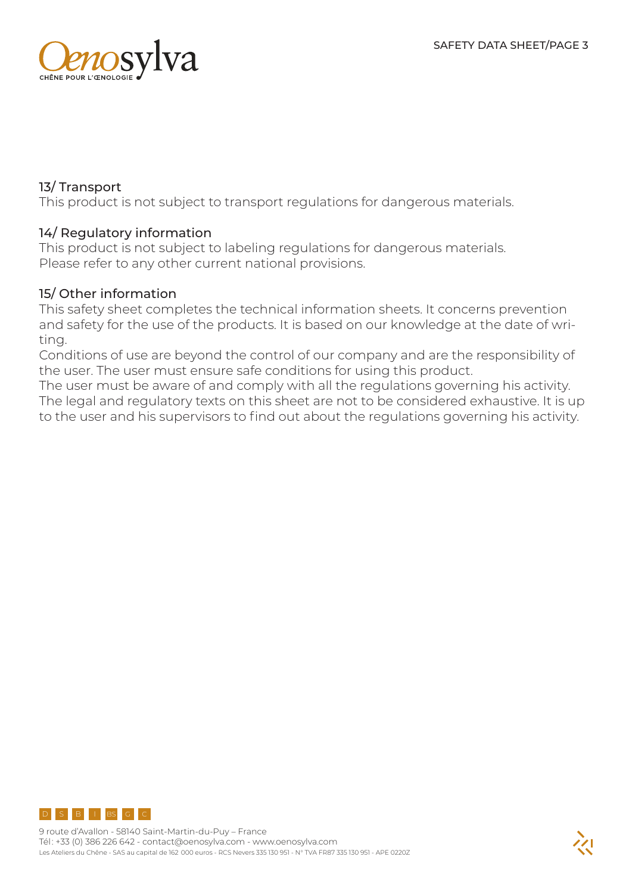## 13/ Transport

This product is not subject to transport regulations for dangerous materials.

## 14/ Regulatory information

This product is not subject to labeling regulations for dangerous materials.
Please refer to any other current national provisions.

## 15/ Other information

This safety sheet completes the technical information sheets. It concerns prevention and safety for the use of the products. It is based on our knowledge at the date of writing.
Conditions of use are beyond the control of our company and are the responsibility of the user. The user must ensure safe conditions for using this product.
The user must be aware of and comply with all the regulations governing his activity.
The legal and regulatory texts on this sheet are not to be considered exhaustive. It is up to the user and his supervisors to find out about the regulations governing his activity.